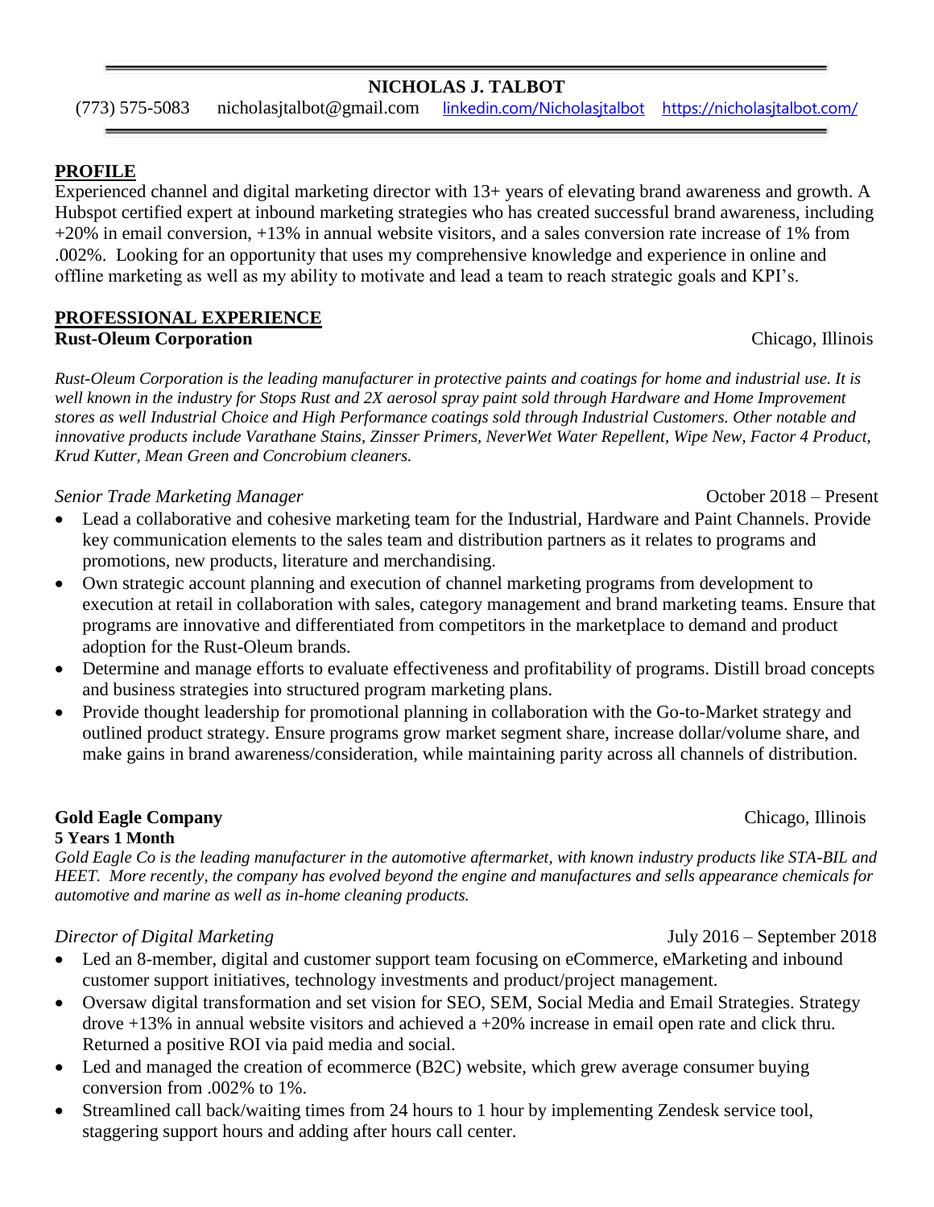# NICHOLAS J. TALBOT

(773) 575-5083     nicholasjtalbot@gmail.com     linkedin.com/Nicholasjtalbot     https://nicholasjtalbot.com/

## PROFILE

Experienced channel and digital marketing director with 13+ years of elevating brand awareness and growth. A Hubspot certified expert at inbound marketing strategies who has created successful brand awareness, including +20% in email conversion, +13% in annual website visitors, and a sales conversion rate increase of 1% from .002%. Looking for an opportunity that uses my comprehensive knowledge and experience in online and offline marketing as well as my ability to motivate and lead a team to reach strategic goals and KPI's.

## PROFESSIONAL EXPERIENCE

**Rust-Oleum Corporation** — Chicago, Illinois

*Rust-Oleum Corporation is the leading manufacturer in protective paints and coatings for home and industrial use. It is well known in the industry for Stops Rust and 2X aerosol spray paint sold through Hardware and Home Improvement stores as well Industrial Choice and High Performance coatings sold through Industrial Customers. Other notable and innovative products include Varathane Stains, Zinsser Primers, NeverWet Water Repellent, Wipe New, Factor 4 Product, Krud Kutter, Mean Green and Concrobium cleaners.*

*Senior Trade Marketing Manager* — October 2018 – Present

- Lead a collaborative and cohesive marketing team for the Industrial, Hardware and Paint Channels. Provide key communication elements to the sales team and distribution partners as it relates to programs and promotions, new products, literature and merchandising.
- Own strategic account planning and execution of channel marketing programs from development to execution at retail in collaboration with sales, category management and brand marketing teams. Ensure that programs are innovative and differentiated from competitors in the marketplace to demand and product adoption for the Rust-Oleum brands.
- Determine and manage efforts to evaluate effectiveness and profitability of programs. Distill broad concepts and business strategies into structured program marketing plans.
- Provide thought leadership for promotional planning in collaboration with the Go-to-Market strategy and outlined product strategy. Ensure programs grow market segment share, increase dollar/volume share, and make gains in brand awareness/consideration, while maintaining parity across all channels of distribution.

**Gold Eagle Company** — Chicago, Illinois
**5 Years 1 Month**

*Gold Eagle Co is the leading manufacturer in the automotive aftermarket, with known industry products like STA-BIL and HEET. More recently, the company has evolved beyond the engine and manufactures and sells appearance chemicals for automotive and marine as well as in-home cleaning products.*

*Director of Digital Marketing* — July 2016 – September 2018

- Led an 8-member, digital and customer support team focusing on eCommerce, eMarketing and inbound customer support initiatives, technology investments and product/project management.
- Oversaw digital transformation and set vision for SEO, SEM, Social Media and Email Strategies. Strategy drove +13% in annual website visitors and achieved a +20% increase in email open rate and click thru. Returned a positive ROI via paid media and social.
- Led and managed the creation of ecommerce (B2C) website, which grew average consumer buying conversion from .002% to 1%.
- Streamlined call back/waiting times from 24 hours to 1 hour by implementing Zendesk service tool, staggering support hours and adding after hours call center.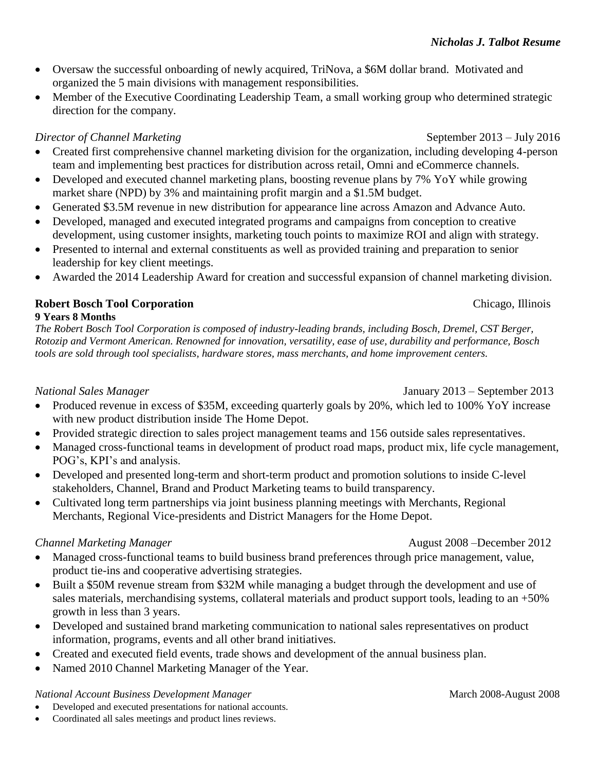- Oversaw the successful onboarding of newly acquired, TriNova, a $6M dollar brand. Motivated and organized the 5 main divisions with management responsibilities.
- Member of the Executive Coordinating Leadership Team, a small working group who determined strategic direction for the company.

*Director of Channel Marketing* September 2013 – July 2016

- Created first comprehensive channel marketing division for the organization, including developing 4-person team and implementing best practices for distribution across retail, Omni and eCommerce channels.
- Developed and executed channel marketing plans, boosting revenue plans by 7% YoY while growing market share (NPD) by 3% and maintaining profit margin and a $1.5M budget.
- Generated $3.5M revenue in new distribution for appearance line across Amazon and Advance Auto.
- Developed, managed and executed integrated programs and campaigns from conception to creative development, using customer insights, marketing touch points to maximize ROI and align with strategy.
- Presented to internal and external constituents as well as provided training and preparation to senior leadership for key client meetings.
- Awarded the 2014 Leadership Award for creation and successful expansion of channel marketing division.

**Robert Bosch Tool Corporation** Chicago, Illinois
**9 Years 8 Months**
*The Robert Bosch Tool Corporation is composed of industry-leading brands, including Bosch, Dremel, CST Berger, Rotozip and Vermont American. Renowned for innovation, versatility, ease of use, durability and performance, Bosch tools are sold through tool specialists, hardware stores, mass merchants, and home improvement centers.*

*National Sales Manager* January 2013 – September 2013

- Produced revenue in excess of $35M, exceeding quarterly goals by 20%, which led to 100% YoY increase with new product distribution inside The Home Depot.
- Provided strategic direction to sales project management teams and 156 outside sales representatives.
- Managed cross-functional teams in development of product road maps, product mix, life cycle management, POG's, KPI's and analysis.
- Developed and presented long-term and short-term product and promotion solutions to inside C-level stakeholders, Channel, Brand and Product Marketing teams to build transparency.
- Cultivated long term partnerships via joint business planning meetings with Merchants, Regional Merchants, Regional Vice-presidents and District Managers for the Home Depot.

*Channel Marketing Manager* August 2008 –December 2012

- Managed cross-functional teams to build business brand preferences through price management, value, product tie-ins and cooperative advertising strategies.
- Built a $50M revenue stream from $32M while managing a budget through the development and use of sales materials, merchandising systems, collateral materials and product support tools, leading to an +50% growth in less than 3 years.
- Developed and sustained brand marketing communication to national sales representatives on product information, programs, events and all other brand initiatives.
- Created and executed field events, trade shows and development of the annual business plan.
- Named 2010 Channel Marketing Manager of the Year.

*National Account Business Development Manager* March 2008-August 2008

- Developed and executed presentations for national accounts.
- Coordinated all sales meetings and product lines reviews.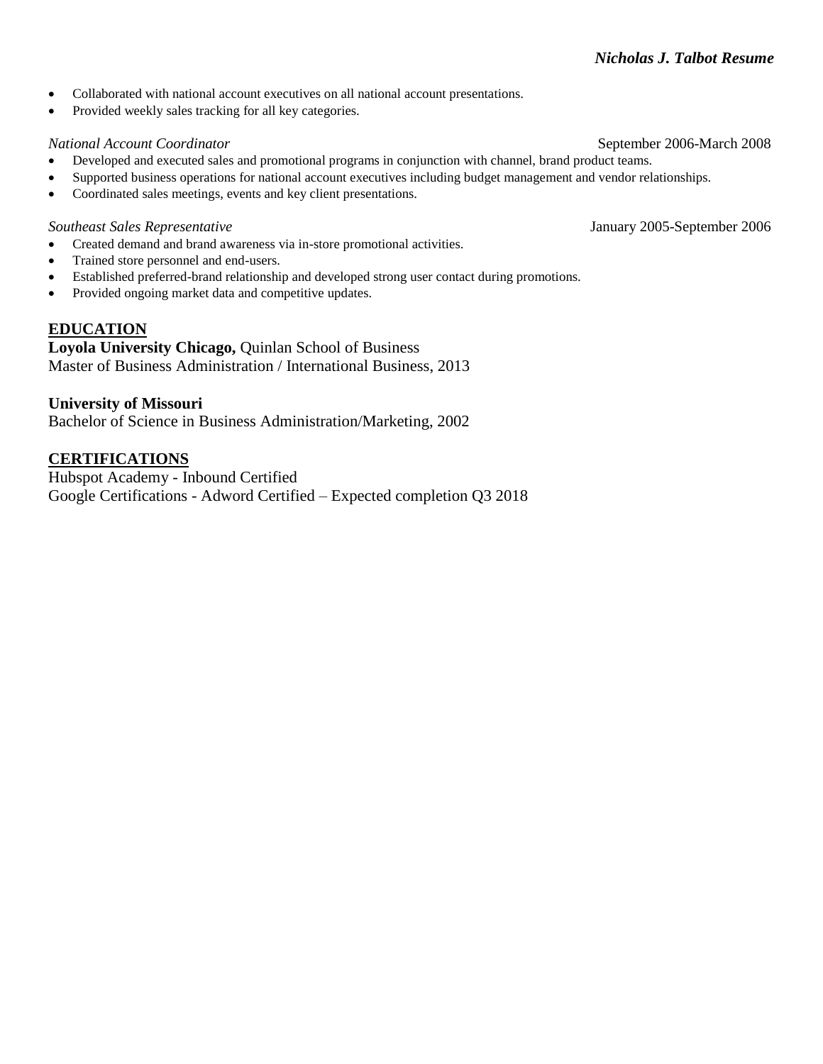- Collaborated with national account executives on all national account presentations.
- Provided weekly sales tracking for all key categories.

*National Account Coordinator* September 2006-March 2008

- Developed and executed sales and promotional programs in conjunction with channel, brand product teams.
- Supported business operations for national account executives including budget management and vendor relationships.
- Coordinated sales meetings, events and key client presentations.

*Southeast Sales Representative* January 2005-September 2006

- Created demand and brand awareness via in-store promotional activities.
- Trained store personnel and end-users.
- Established preferred-brand relationship and developed strong user contact during promotions.
- Provided ongoing market data and competitive updates.

## EDUCATION

**Loyola University Chicago,** Quinlan School of Business
Master of Business Administration / International Business, 2013

**University of Missouri**
Bachelor of Science in Business Administration/Marketing, 2002

## CERTIFICATIONS

Hubspot Academy - Inbound Certified
Google Certifications - Adword Certified – Expected completion Q3 2018